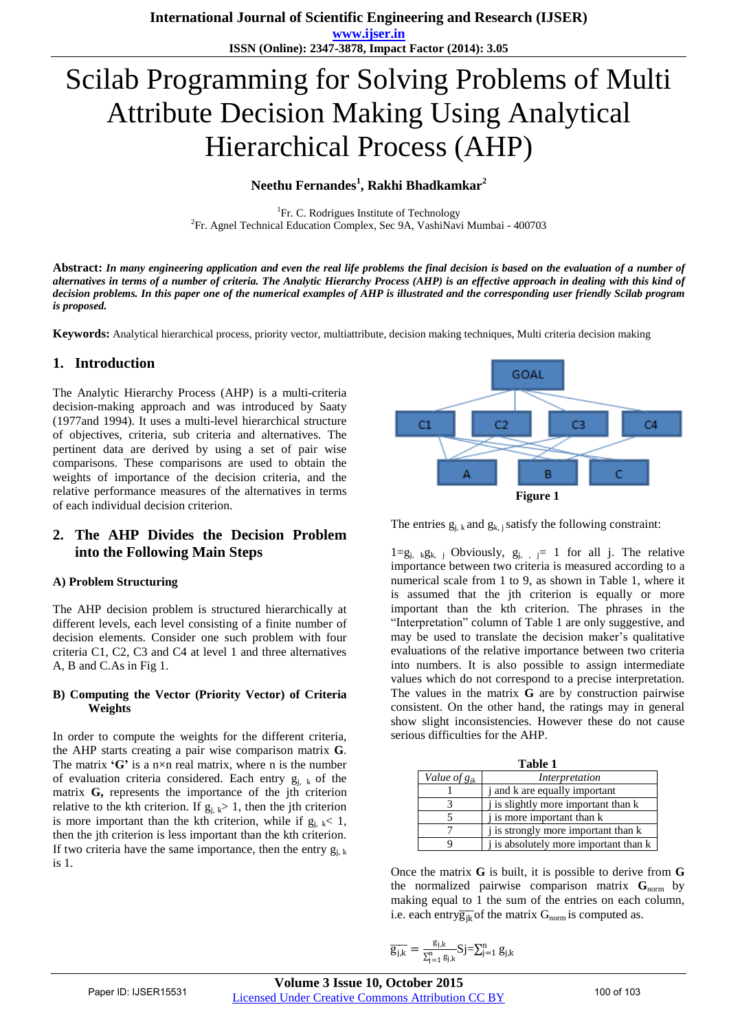# Scilab Programming for Solving Problems of Multi Attribute Decision Making Using Analytical Hierarchical Process (AHP)

**Neethu Fernandes[1], Rakhi Bhadkamkar[2]**

[1]Fr. C. Rodrigues Institute of Technology
[2]Fr. Agnel Technical Education Complex, Sec 9A, VashiNavi Mumbai - 400703

**Abstract:** *In many engineering application and even the real life problems the final decision is based on the evaluation of a number of alternatives in terms of a number of criteria. The Analytic Hierarchy Process (AHP) is an effective approach in dealing with this kind of decision problems. In this paper one of the numerical examples of AHP is illustrated and the corresponding user friendly Scilab program is proposed.*

**Keywords:** Analytical hierarchical process, priority vector, multiattribute, decision making techniques, Multi criteria decision making

## 1. Introduction

The Analytic Hierarchy Process (AHP) is a multi-criteria decision-making approach and was introduced by Saaty (1977and 1994). It uses a multi-level hierarchical structure of objectives, criteria, sub criteria and alternatives. The pertinent data are derived by using a set of pair wise comparisons. These comparisons are used to obtain the weights of importance of the decision criteria, and the relative performance measures of the alternatives in terms of each individual decision criterion.

## 2. The AHP Divides the Decision Problem into the Following Main Steps

### A) Problem Structuring

The AHP decision problem is structured hierarchically at different levels, each level consisting of a finite number of decision elements. Consider one such problem with four criteria C1, C2, C3 and C4 at level 1 and three alternatives A, B and C.As in Fig 1.

### B) Computing the Vector (Priority Vector) of Criteria Weights

In order to compute the weights for the different criteria, the AHP starts creating a pair wise comparison matrix **G**. The matrix **'G'** is a n×n real matrix, where n is the number of evaluation criteria considered. Each entry $g_{j,k}$ of the matrix **G,** represents the importance of the jth criterion relative to the kth criterion. If $g_{j,k} > 1$, then the jth criterion is more important than the kth criterion, while if $g_{j,k} < 1$, then the jth criterion is less important than the kth criterion. If two criteria have the same importance, then the entry $g_{j,k}$ is 1.

GOAL

C1 C2 C3 C4

A B C

**Figure 1**

The entries $g_{j,k}$ and $g_{k,j}$ satisfy the following constraint:

$1 = g_{j,k} g_{k,j}$ Obviously, $g_{j,j} = 1$ for all j. The relative importance between two criteria is measured according to a numerical scale from 1 to 9, as shown in Table 1, where it is assumed that the jth criterion is equally or more important than the kth criterion. The phrases in the "Interpretation" column of Table 1 are only suggestive, and may be used to translate the decision maker's qualitative evaluations of the relative importance between two criteria into numbers. It is also possible to assign intermediate values which do not correspond to a precise interpretation. The values in the matrix **G** are by construction pairwise consistent. On the other hand, the ratings may in general show slight inconsistencies. However these do not cause serious difficulties for the AHP.

**Table 1**

| *Value of $g_{jk}$* | *Interpretation* |
|---|---|
| 1 | j and k are equally important |
| 3 | j is slightly more important than k |
| 5 | j is more important than k |
| 7 | j is strongly more important than k |
| 9 | j is absolutely more important than k |

Once the matrix **G** is built, it is possible to derive from **G** the normalized pairwise comparison matrix $\mathbf{G}_{norm}$ by making equal to 1 the sum of the entries on each column, i.e. each entry $\overline{g_{jk}}$ of the matrix $G_{norm}$ is computed as.

$$\overline{g_{j,k}} = \frac{g_{j,k}}{\sum_{j=1}^{n} g_{j,k}} \quad S_j = \sum_{j=1}^{n} g_{j,k}$$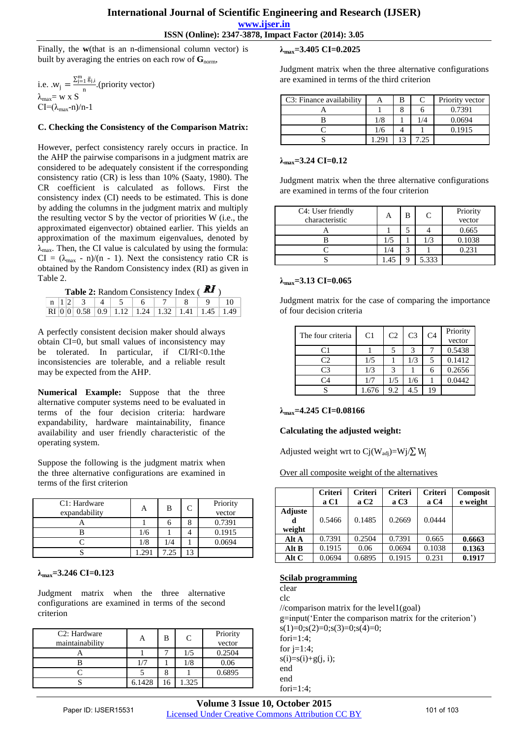Finally, the **w**(that is an n-dimensional column vector) is built by averaging the entries on each row of $\mathbf{G}_{norm}$,

i.e. $.w_j = \frac{\sum_{j=1}^{m} \bar{g}_{j,i}}{n}$.(priority vector)

$\lambda_{max}$= w x S

CI=($\lambda_{max}$-n)/n-1

### C. Checking the Consistency of the Comparison Matrix:

However, perfect consistency rarely occurs in practice. In the AHP the pairwise comparisons in a judgment matrix are considered to be adequately consistent if the corresponding consistency ratio (CR) is less than 10% (Saaty, 1980). The CR coefficient is calculated as follows. First the consistency index (CI) needs to be estimated. This is done by adding the columns in the judgment matrix and multiply the resulting vector S by the vector of priorities W (i.e., the approximated eigenvector) obtained earlier. This yields an approximation of the maximum eigenvalues, denoted by $\lambda_{max}$. Then, the CI value is calculated by using the formula: CI = ($\lambda_{max}$ - n)/(n - 1). Next the consistency ratio CR is obtained by the Random Consistency index (RI) as given in Table 2.

**Table 2:** Random Consistency Index ( ***RI*** )

| n | 1 | 2 | 3 | 4 | 5 | 6 | 7 | 8 | 9 | 10 |
|---|---|---|---|---|---|---|---|---|---|---|
| RI | 0 | 0 | 0.58 | 0.9 | 1.12 | 1.24 | 1.32 | 1.41 | 1.45 | 1.49 |

A perfectly consistent decision maker should always obtain CI=0, but small values of inconsistency may be tolerated. In particular, if CI/RI<0.1the inconsistencies are tolerable, and a reliable result may be expected from the AHP.

**Numerical Example:** Suppose that the three alternative computer systems need to be evaluated in terms of the four decision criteria: hardware expandability, hardware maintainability, finance availability and user friendly characteristic of the operating system.

Suppose the following is the judgment matrix when the three alternative configurations are examined in terms of the first criterion

| C1: Hardware expandability | A | B | C | Priority vector |
|---|---|---|---|---|
| A | 1 | 6 | 8 | 0.7391 |
| B | 1/6 | 1 | 4 | 0.1915 |
| C | 1/8 | 1/4 | 1 | 0.0694 |
| S | 1.291 | 7.25 | 13 | |

**$\lambda_{max}$=3.246 CI=0.123**

Judgment matrix when the three alternative configurations are examined in terms of the second criterion

| C2: Hardware maintainability | A | B | C | Priority vector |
|---|---|---|---|---|
| A | 1 | 7 | 1/5 | 0.2504 |
| B | 1/7 | 1 | 1/8 | 0.06 |
| C | 5 | 8 | 1 | 0.6895 |
| S | 6.1428 | 16 | 1.325 | |

**$\lambda_{max}$=3.405 CI=0.2025**

Judgment matrix when the three alternative configurations are examined in terms of the third criterion

| C3: Finance availability | A | B | C | Priority vector |
|---|---|---|---|---|
| A | 1 | 8 | 6 | 0.7391 |
| B | 1/8 | 1 | 1/4 | 0.0694 |
| C | 1/6 | 4 | 1 | 0.1915 |
| S | 1.291 | 13 | 7.25 | |

**$\lambda_{max}$=3.24 CI=0.12**

Judgment matrix when the three alternative configurations are examined in terms of the four criterion

| C4: User friendly characteristic | A | B | C | Priority vector |
|---|---|---|---|---|
| A | 1 | 5 | 4 | 0.665 |
| B | 1/5 | 1 | 1/3 | 0.1038 |
| C | 1/4 | 3 | 1 | 0.231 |
| S | 1.45 | 9 | 5.333 | |

**$\lambda_{max}$=3.13 CI=0.065**

Judgment matrix for the case of comparing the importance of four decision criteria

| The four criteria | C1 | C2 | C3 | C4 | Priority vector |
|---|---|---|---|---|---|
| C1 | 1 | 5 | 3 | 7 | 0.5438 |
| C2 | 1/5 | 1 | 1/3 | 5 | 0.1412 |
| C3 | 1/3 | 3 | 1 | 6 | 0.2656 |
| C4 | 1/7 | 1/5 | 1/6 | 1 | 0.0442 |
| S | 1.676 | 9.2 | 4.5 | 19 | |

**$\lambda_{max}$=4.245 CI=0.08166**

**Calculating the adjusted weight:**

Adjusted weight wrt to Cj($W_{adj}$)=Wj/$\sum W_j$

Over all composite weight of the alternatives

| | **Criteria C1** | **Criteria C2** | **Criteria C3** | **Criteria C4** | **Composite weight** |
|---|---|---|---|---|---|
| **Adjusted weight** | 0.5466 | 0.1485 | 0.2669 | 0.0444 | |
| **Alt A** | 0.7391 | 0.2504 | 0.7391 | 0.665 | **0.6663** |
| **Alt B** | 0.1915 | 0.06 | 0.0694 | 0.1038 | **0.1363** |
| **Alt C** | 0.0694 | 0.6895 | 0.1915 | 0.231 | **0.1917** |

**Scilab programming**

```
clear
clc
//comparison matrix for the level1(goal)
g=input('Enter the comparison matrix for the criterion')
s(1)=0;s(2)=0;s(3)=0;s(4)=0;
fori=1:4;
for j=1:4;
s(i)=s(i)+g(j, i);
end
end
fori=1:4;
```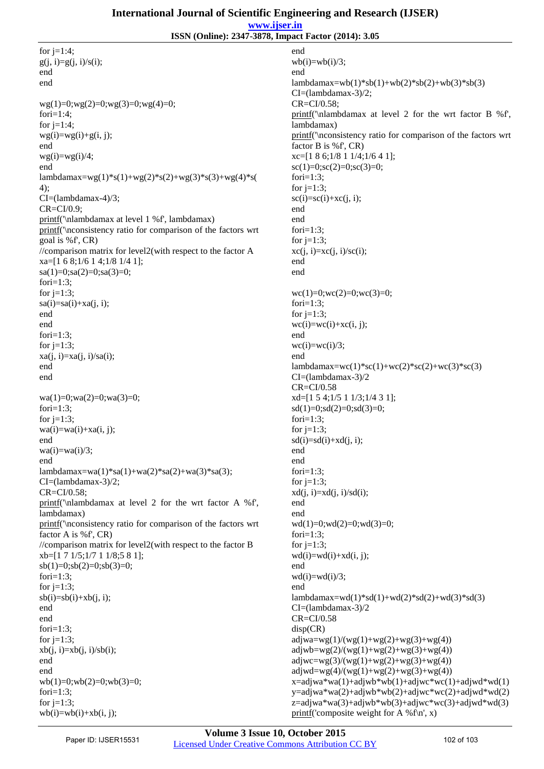```
for j=1:4;
g(j, i)=g(j, i)/s(i);
end
end

wg(1)=0;wg(2)=0;wg(3)=0;wg(4)=0;
fori=1:4;
for j=1:4;
wg(i)=wg(i)+g(i, j);
end
wg(i)=wg(i)/4;
end
lambdamax=wg(1)*s(1)+wg(2)*s(2)+wg(3)*s(3)+wg(4)*s(4);
CI=(lambdamax-4)/3;
CR=CI/0.9;
printf('\nlambdamax at level 1 %f', lambdamax)
printf('\nconsistency ratio for comparison of the factors wrt goal is %f', CR)
//comparison matrix for level2(with respect to the factor A
xa=[1 6 8;1/6 1 4;1/8 1/4 1];
sa(1)=0;sa(2)=0;sa(3)=0;
fori=1:3;
for j=1:3;
sa(i)=sa(i)+xa(j, i);
end
end
fori=1:3;
for j=1:3;
xa(j, i)=xa(j, i)/sa(i);
end
end

wa(1)=0;wa(2)=0;wa(3)=0;
fori=1:3;
for j=1:3;
wa(i)=wa(i)+xa(i, j);
end
wa(i)=wa(i)/3;
end
lambdamax=wa(1)*sa(1)+wa(2)*sa(2)+wa(3)*sa(3);
CI=(lambdamax-3)/2;
CR=CI/0.58;
printf('\nlambdamax at level 2 for the wrt factor A %f', lambdamax)
printf('\nconsistency ratio for comparison of the factors wrt factor A is %f', CR)
//comparison matrix for level2(with respect to the factor B
xb=[1 7 1/5;1/7 1 1/8;5 8 1];
sb(1)=0;sb(2)=0;sb(3)=0;
fori=1:3;
for j=1:3;
sb(i)=sb(i)+xb(j, i);
end
end
fori=1:3;
for j=1:3;
xb(j, i)=xb(j, i)/sb(i);
end
end
wb(1)=0;wb(2)=0;wb(3)=0;
fori=1:3;
for j=1:3;
wb(i)=wb(i)+xb(i, j);
end
wb(i)=wb(i)/3;
end
lambdamax=wb(1)*sb(1)+wb(2)*sb(2)+wb(3)*sb(3)
CI=(lambdamax-3)/2;
CR=CI/0.58;
printf('\nlambdamax at level 2 for the wrt factor B %f', lambdamax)
printf('\nconsistency ratio for comparison of the factors wrt factor B is %f', CR)
xc=[1 8 6;1/8 1 1/4;1/6 4 1];
sc(1)=0;sc(2)=0;sc(3)=0;
fori=1:3;
for j=1:3;
sc(i)=sc(i)+xc(j, i);
end
end
fori=1:3;
for j=1:3;
xc(j, i)=xc(j, i)/sc(i);
end
end

wc(1)=0;wc(2)=0;wc(3)=0;
fori=1:3;
for j=1:3;
wc(i)=wc(i)+xc(i, j);
end
wc(i)=wc(i)/3;
end
lambdamax=wc(1)*sc(1)+wc(2)*sc(2)+wc(3)*sc(3)
CI=(lambdamax-3)/2
CR=CI/0.58
xd=[1 5 4;1/5 1 1/3;1/4 3 1];
sd(1)=0;sd(2)=0;sd(3)=0;
fori=1:3;
for j=1:3;
sd(i)=sd(i)+xd(j, i);
end
end
fori=1:3;
for j=1:3;
xd(j, i)=xd(j, i)/sd(i);
end
end
wd(1)=0;wd(2)=0;wd(3)=0;
fori=1:3;
for j=1:3;
wd(i)=wd(i)+xd(i, j);
end
wd(i)=wd(i)/3;
end
lambdamax=wd(1)*sd(1)+wd(2)*sd(2)+wd(3)*sd(3)
CI=(lambdamax-3)/2
CR=CI/0.58
disp(CR)
adjwa=wg(1)/(wg(1)+wg(2)+wg(3)+wg(4))
adjwb=wg(2)/(wg(1)+wg(2)+wg(3)+wg(4))
adjwc=wg(3)/(wg(1)+wg(2)+wg(3)+wg(4))
adjwd=wg(4)/(wg(1)+wg(2)+wg(3)+wg(4))
x=adjwa*wa(1)+adjwb*wb(1)+adjwc*wc(1)+adjwd*wd(1)
y=adjwa*wa(2)+adjwb*wb(2)+adjwc*wc(2)+adjwd*wd(2)
z=adjwa*wa(3)+adjwb*wb(3)+adjwc*wc(3)+adjwd*wd(3)
printf('composite weight for A %f\n', x)
```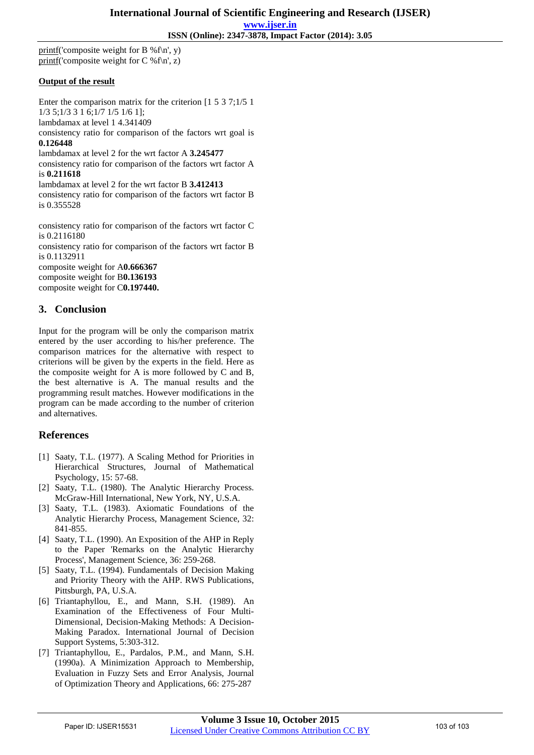```
printf('composite weight for B %f\n', y)
printf('composite weight for C %f\n', z)
```

**Output of the result**

Enter the comparison matrix for the criterion [1 5 3 7;1/5 1 1/3 5;1/3 3 1 6;1/7 1/5 1/6 1];

lambdamax at level 1 4.341409

consistency ratio for comparison of the factors wrt goal is **0.126448**

lambdamax at level 2 for the wrt factor A **3.245477**

consistency ratio for comparison of the factors wrt factor A is **0.211618**

lambdamax at level 2 for the wrt factor B **3.412413**

consistency ratio for comparison of the factors wrt factor B is 0.355528

consistency ratio for comparison of the factors wrt factor C is 0.2116180

consistency ratio for comparison of the factors wrt factor B is 0.1132911

composite weight for A**0.666367**

composite weight for B**0.136193**

composite weight for C**0.197440.**

## 3. Conclusion

Input for the program will be only the comparison matrix entered by the user according to his/her preference. The comparison matrices for the alternative with respect to criterions will be given by the experts in the field. Here as the composite weight for A is more followed by C and B, the best alternative is A. The manual results and the programming result matches. However modifications in the program can be made according to the number of criterion and alternatives.

## References

[1] Saaty, T.L. (1977). A Scaling Method for Priorities in Hierarchical Structures, Journal of Mathematical Psychology, 15: 57-68.

[2] Saaty, T.L. (1980). The Analytic Hierarchy Process. McGraw-Hill International, New York, NY, U.S.A.

[3] Saaty, T.L. (1983). Axiomatic Foundations of the Analytic Hierarchy Process, Management Science, 32: 841-855.

[4] Saaty, T.L. (1990). An Exposition of the AHP in Reply to the Paper 'Remarks on the Analytic Hierarchy Process', Management Science, 36: 259-268.

[5] Saaty, T.L. (1994). Fundamentals of Decision Making and Priority Theory with the AHP. RWS Publications, Pittsburgh, PA, U.S.A.

[6] Triantaphyllou, E., and Mann, S.H. (1989). An Examination of the Effectiveness of Four Multi-Dimensional, Decision-Making Methods: A Decision-Making Paradox. International Journal of Decision Support Systems, 5:303-312.

[7] Triantaphyllou, E., Pardalos, P.M., and Mann, S.H. (1990a). A Minimization Approach to Membership, Evaluation in Fuzzy Sets and Error Analysis, Journal of Optimization Theory and Applications, 66: 275-287